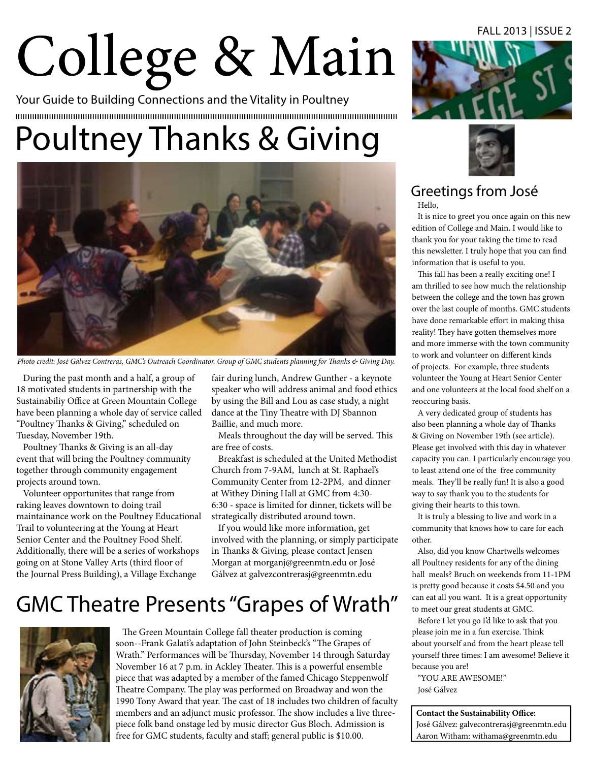# College & Main

Your Guide to Building Connections and the Vitality in Poultney

FALL 2013 | ISSUE 2

## Poultney Thanks & Giving

*Photo credit: José Gálvez Contreras, GMC's Outreach Coordinator. Group of GMC students planning for Thanks & Giving Day.*

During the past month and a half, a group of 18 motivated students in partnership with the Sustainabiliy Office at Green Mountain College have been planning a whole day of service called "Poultney Thanks & Giving," scheduled on Tuesday, November 19th.

Poultney Thanks & Giving is an all-day event that will bring the Poultney community together through community engagement projects around town.

Volunteer opportunites that range from raking leaves downtown to doing trail maintainance work on the Poultney Educational Trail to volunteering at the Young at Heart Senior Center and the Poultney Food Shelf. Additionally, there will be a series of workshops going on at Stone Valley Arts (third floor of the Journal Press Building), a Village Exchange fair during lunch, Andrew Gunther - a keynote speaker who will address animal and food ethics by using the Bill and Lou as case study, a night dance at the Tiny Theatre with DJ Sbannon Baillie, and much more.

Meals throughout the day will be served. This are free of costs.

Breakfast is scheduled at the United Methodist Church from 7-9AM, lunch at St. Raphael's Community Center from 12-2PM, and dinner at Withey Dining Hall at GMC from 4:30-6:30 - space is limited for dinner, tickets will be strategically distributed around town.

If you would like more information, get involved with the planning, or simply participate in Thanks & Giving, please contact Jensen Morgan at morganj@greenmtn.edu or José Gálvez at galvezcontrerasj@greenmtn.edu

## GMC Theatre Presents "Grapes of Wrath"

The Green Mountain College fall theater production is coming soon--Frank Galati's adaptation of John Steinbeck's "The Grapes of Wrath." Performances will be Thursday, November 14 through Saturday November 16 at 7 p.m. in Ackley Theater. This is a powerful ensemble piece that was adapted by a member of the famed Chicago Steppenwolf Theatre Company. The play was performed on Broadway and won the 1990 Tony Award that year. The cast of 18 includes two children of faculty members and an adjunct music professor. The show includes a live three-piece folk band onstage led by music director Gus Bloch. Admission is free for GMC students, faculty and staff; general public is $10.00.

## Greetings from José

Hello,

It is nice to greet you once again on this new edition of College and Main. I would like to thank you for your taking the time to read this newsletter. I truly hope that you can find information that is useful to you.

This fall has been a really exciting one! I am thrilled to see how much the relationship between the college and the town has grown over the last couple of months. GMC students have done remarkable effort in making thisa reality! They have gotten themselves more and more immerse with the town community to work and volunteer on different kinds of projects. For example, three students volunteer the Young at Heart Senior Center and one volunteers at the local food shelf on a reoccuring basis.

A very dedicated group of students has also been planning a whole day of Thanks & Giving on November 19th (see article). Please get involved with this day in whatever capacity you can. I particularly encourage you to least attend one of the free community meals. They'll be really fun! It is also a good way to say thank you to the students for giving their hearts to this town.

It is truly a blessing to live and work in a community that knows how to care for each other.

Also, did you know Chartwells welcomes all Poultney residents for any of the dining hall meals? Bruch on weekends from 11-1PM is pretty good because it costs $4.50 and you can eat all you want. It is a great opportunity to meet our great students at GMC.

Before I let you go I'd like to ask that you please join me in a fun exercise. Think about yourself and from the heart please tell yourself three times: I am awesome! Believe it because you are!

"YOU ARE AWESOME!"

José Gálvez

**Contact the Sustainability Office:**
José Gálvez: galvecontrerasj@greenmtn.edu
Aaron Witham: withama@greenmtn.edu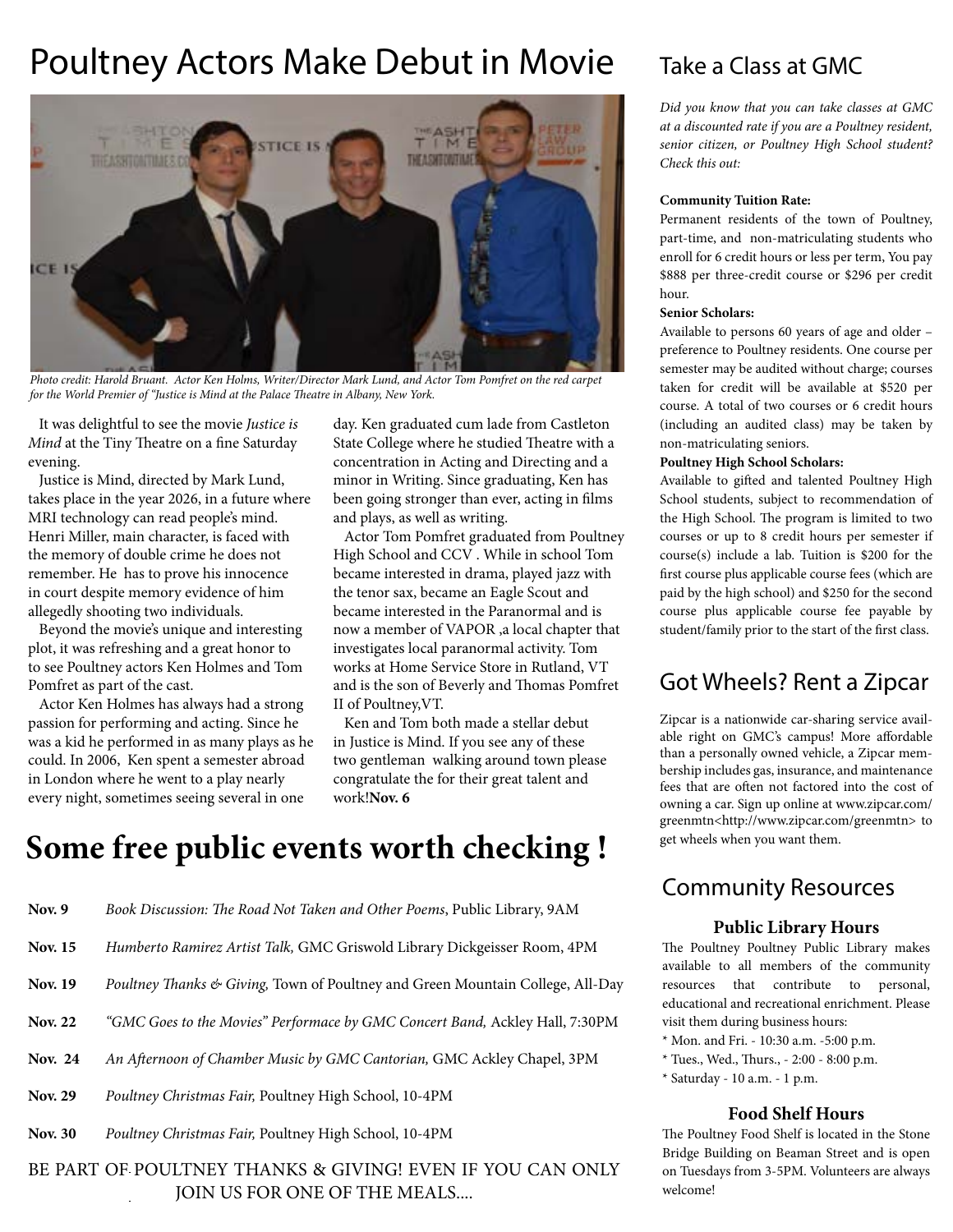# Poultney Actors Make Debut in Movie

*Photo credit: Harold Bruant. Actor Ken Holms, Writer/Director Mark Lund, and Actor Tom Pomfret on the red carpet for the World Premier of "Justice is Mind at the Palace Theatre in Albany, New York.*

It was delightful to see the movie *Justice is Mind* at the Tiny Theatre on a fine Saturday evening.

Justice is Mind, directed by Mark Lund, takes place in the year 2026, in a future where MRI technology can read people's mind. Henri Miller, main character, is faced with the memory of double crime he does not remember. He has to prove his innocence in court despite memory evidence of him allegedly shooting two individuals.

Beyond the movie's unique and interesting plot, it was refreshing and a great honor to to see Poultney actors Ken Holmes and Tom Pomfret as part of the cast.

Actor Ken Holmes has always had a strong passion for performing and acting. Since he was a kid he performed in as many plays as he could. In 2006, Ken spent a semester abroad in London where he went to a play nearly every night, sometimes seeing several in one day. Ken graduated cum lade from Castleton State College where he studied Theatre with a concentration in Acting and Directing and a minor in Writing. Since graduating, Ken has been going stronger than ever, acting in films and plays, as well as writing.

Actor Tom Pomfret graduated from Poultney High School and CCV . While in school Tom became interested in drama, played jazz with the tenor sax, became an Eagle Scout and became interested in the Paranormal and is now a member of VAPOR ,a local chapter that investigates local paranormal activity. Tom works at Home Service Store in Rutland, VT and is the son of Beverly and Thomas Pomfret II of Poultney,VT.

Ken and Tom both made a stellar debut in Justice is Mind. If you see any of these two gentleman walking around town please congratulate the for their great talent and work!**Nov. 6**

# Some free public events worth checking !

**Nov. 9** *Book Discussion: The Road Not Taken and Other Poems*, Public Library, 9AM

**Nov. 15** *Humberto Ramirez Artist Talk,* GMC Griswold Library Dickgeisser Room, 4PM

**Nov. 19** *Poultney Thanks & Giving,* Town of Poultney and Green Mountain College, All-Day

**Nov. 22** *"GMC Goes to the Movies" Performace by GMC Concert Band,* Ackley Hall, 7:30PM

**Nov. 24** *An Afternoon of Chamber Music by GMC Cantorian,* GMC Ackley Chapel, 3PM

**Nov. 29** *Poultney Christmas Fair,* Poultney High School, 10-4PM

**Nov. 30** *Poultney Christmas Fair,* Poultney High School, 10-4PM

BE PART OF POULTNEY THANKS & GIVING! EVEN IF YOU CAN ONLY JOIN US FOR ONE OF THE MEALS....

## Take a Class at GMC

*Did you know that you can take classes at GMC at a discounted rate if you are a Poultney resident, senior citizen, or Poultney High School student? Check this out:*

**Community Tuition Rate:**

Permanent residents of the town of Poultney, part-time, and non-matriculating students who enroll for 6 credit hours or less per term, You pay $888 per three-credit course or $296 per credit hour.

**Senior Scholars:**

Available to persons 60 years of age and older – preference to Poultney residents. One course per semester may be audited without charge; courses taken for credit will be available at $520 per course. A total of two courses or 6 credit hours (including an audited class) may be taken by non-matriculating seniors.

**Poultney High School Scholars:**

Available to gifted and talented Poultney High School students, subject to recommendation of the High School. The program is limited to two courses or up to 8 credit hours per semester if course(s) include a lab. Tuition is $200 for the first course plus applicable course fees (which are paid by the high school) and $250 for the second course plus applicable course fee payable by student/family prior to the start of the first class.

## Got Wheels? Rent a Zipcar

Zipcar is a nationwide car-sharing service available right on GMC's campus! More affordable than a personally owned vehicle, a Zipcar membership includes gas, insurance, and maintenance fees that are often not factored into the cost of owning a car. Sign up online at www.zipcar.com/greenmtn<http://www.zipcar.com/greenmtn> to get wheels when you want them.

## Community Resources

### Public Library Hours

The Poultney Poultney Public Library makes available to all members of the community resources that contribute to personal, educational and recreational enrichment. Please visit them during business hours:

* Mon. and Fri. - 10:30 a.m. -5:00 p.m.
* Tues., Wed., Thurs., - 2:00 - 8:00 p.m.
* Saturday - 10 a.m. - 1 p.m.

### Food Shelf Hours

The Poultney Food Shelf is located in the Stone Bridge Building on Beaman Street and is open on Tuesdays from 3-5PM. Volunteers are always welcome!